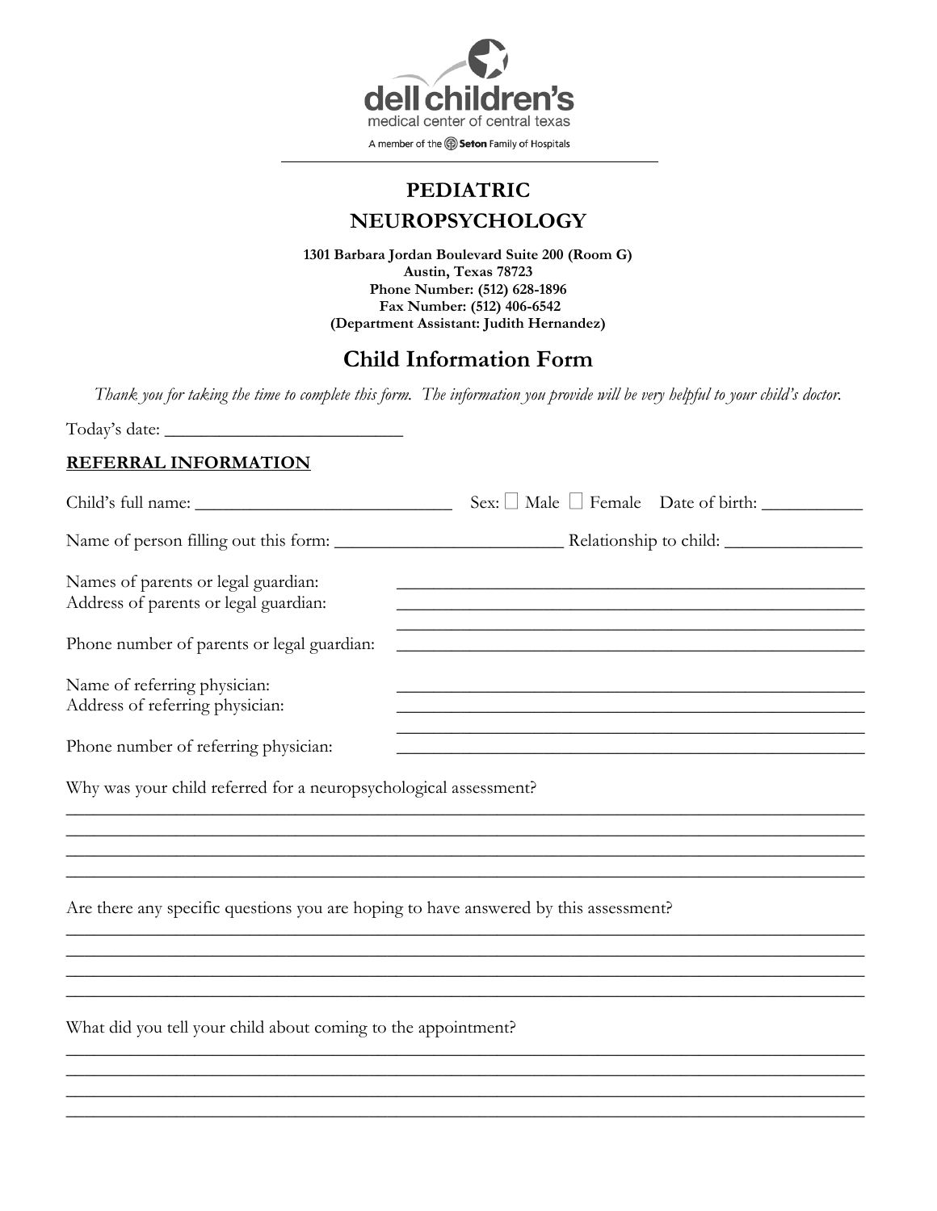dell children's
medical center of central texas
A member of the Seton Family of Hospitals

# PEDIATRIC NEUROPSYCHOLOGY

**1301 Barbara Jordan Boulevard Suite 200 (Room G)**
**Austin, Texas 78723**
**Phone Number: (512) 628-1896**
**Fax Number: (512) 406-6542**
**(Department Assistant: Judith Hernandez)**

## Child Information Form

*Thank you for taking the time to complete this form. The information you provide will be very helpful to your child's doctor.*

Today's date: ___________________________

**REFERRAL INFORMATION**

Child's full name: _____________________________ Sex: ☐ Male ☐ Female Date of birth: ___________

Name of person filling out this form: _________________________ Relationship to child: _______________

Names of parents or legal guardian: _____________________________________________________

Address of parents or legal guardian: _____________________________________________________

_____________________________________________________

Phone number of parents or legal guardian: _____________________________________________________

Name of referring physician: _____________________________________________________

Address of referring physician: _____________________________________________________

_____________________________________________________

Phone number of referring physician: _____________________________________________________

Why was your child referred for a neuropsychological assessment?

_____________________________________________________________________________________

_____________________________________________________________________________________

_____________________________________________________________________________________

_____________________________________________________________________________________

Are there any specific questions you are hoping to have answered by this assessment?

_____________________________________________________________________________________

_____________________________________________________________________________________

_____________________________________________________________________________________

_____________________________________________________________________________________

What did you tell your child about coming to the appointment?

_____________________________________________________________________________________

_____________________________________________________________________________________

_____________________________________________________________________________________

_____________________________________________________________________________________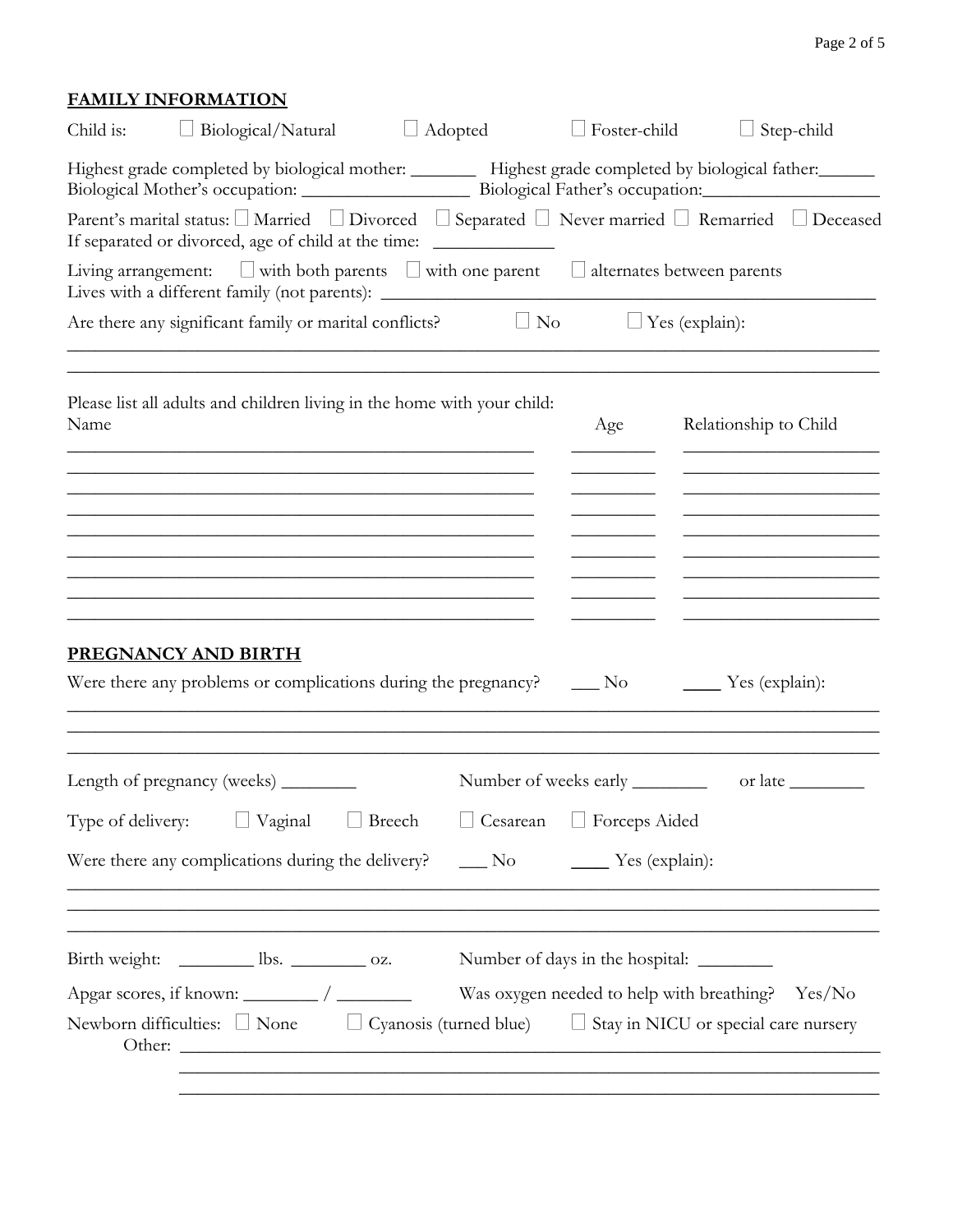## FAMILY INFORMATION

Child is: ☐ Biological/Natural ☐ Adopted ☐ Foster-child ☐ Step-child

Highest grade completed by biological mother: _______ Highest grade completed by biological father:______
Biological Mother's occupation: __________________ Biological Father's occupation:__________________

Parent's marital status: ☐ Married ☐ Divorced ☐ Separated ☐ Never married ☐ Remarried ☐ Deceased
If separated or divorced, age of child at the time: ____________

Living arrangement: ☐ with both parents ☐ with one parent ☐ alternates between parents
Lives with a different family (not parents): ______________________________________________

Are there any significant family or marital conflicts? ☐ No ☐ Yes (explain):

______________________________________________________________________________

______________________________________________________________________________

Please list all adults and children living in the home with your child:

| Name | Age | Relationship to Child |
|---|---|---|
| | | |
| | | |
| | | |
| | | |
| | | |
| | | |
| | | |
| | | |
| | | |

## PREGNANCY AND BIRTH

Were there any problems or complications during the pregnancy? ___ No ____ Yes (explain):

______________________________________________________________________________

______________________________________________________________________________

______________________________________________________________________________

Length of pregnancy (weeks) ________ Number of weeks early ________ or late ________

Type of delivery: ☐ Vaginal ☐ Breech ☐ Cesarean ☐ Forceps Aided

Were there any complications during the delivery? ___ No ____ Yes (explain):

______________________________________________________________________________

______________________________________________________________________________

______________________________________________________________________________

Birth weight: ________ lbs. ________ oz. Number of days in the hospital: ________

Apgar scores, if known: ________ / ________ Was oxygen needed to help with breathing? Yes/No

Newborn difficulties: ☐ None ☐ Cyanosis (turned blue) ☐ Stay in NICU or special care nursery
Other: ________________________________________________________________________

______________________________________________________________________________

______________________________________________________________________________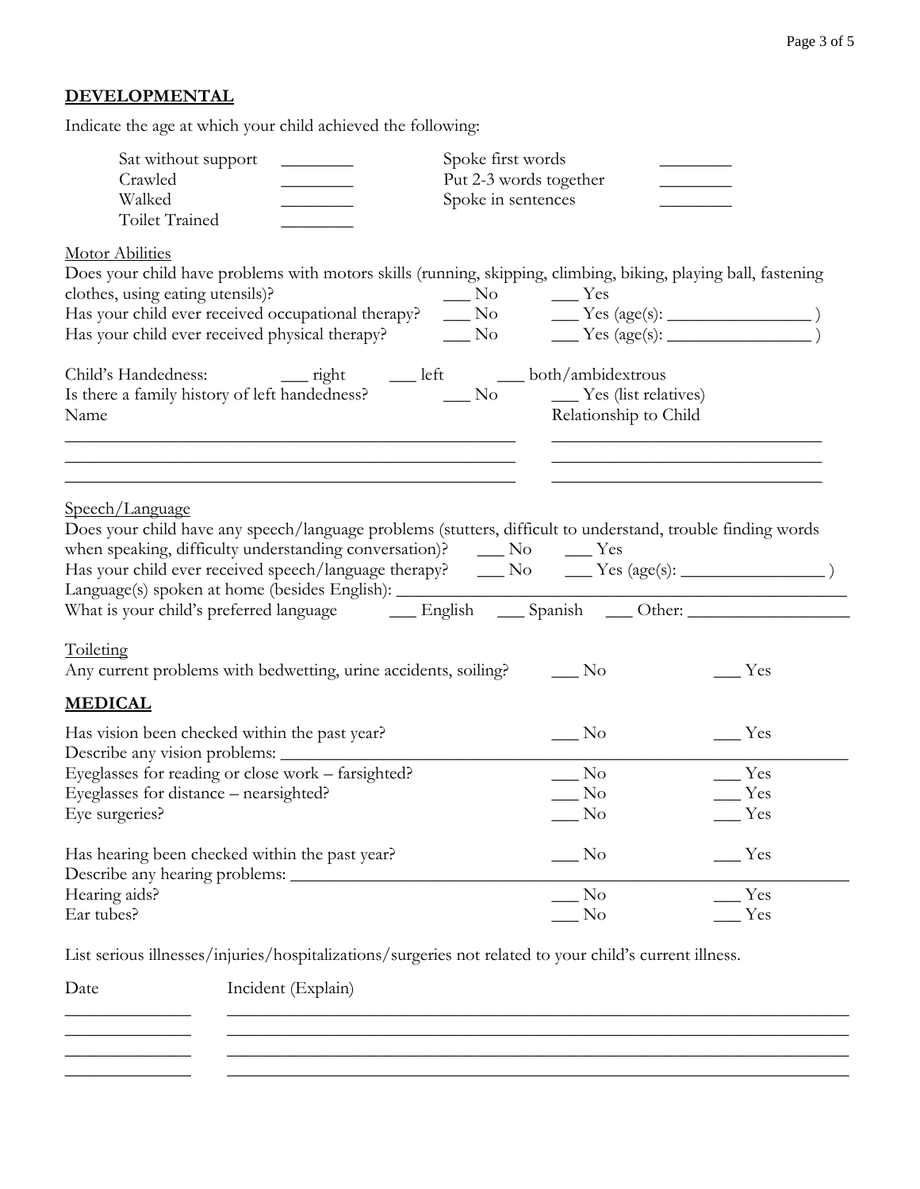## DEVELOPMENTAL

Indicate the age at which your child achieved the following:

| | | | |
|---|---|---|---|
| Sat without support | ________ | Spoke first words | ________ |
| Crawled | ________ | Put 2-3 words together | ________ |
| Walked | ________ | Spoke in sentences | ________ |
| Toilet Trained | ________ | | |

Motor Abilities

Does your child have problems with motors skills (running, skipping, climbing, biking, playing ball, fastening clothes, using eating utensils)? ___ No ___ Yes

Has your child ever received occupational therapy? ___ No ___ Yes (age(s): ________________ )

Has your child ever received physical therapy? ___ No ___ Yes (age(s): ________________ )

Child's Handedness: ___ right ___ left ___ both/ambidextrous

Is there a family history of left handedness? ___ No ___ Yes (list relatives)

| Name | Relationship to Child |
|---|---|
| ______________________________ | ______________________________ |
| ______________________________ | ______________________________ |
| ______________________________ | ______________________________ |

Speech/Language

Does your child have any speech/language problems (stutters, difficult to understand, trouble finding words when speaking, difficulty understanding conversation)? ___ No ___ Yes

Has your child ever received speech/language therapy? ___ No ___ Yes (age(s): ________________ )

Language(s) spoken at home (besides English): ______________________________

What is your child's preferred language ___ English ___ Spanish ___ Other: __________________

Toileting

Any current problems with bedwetting, urine accidents, soiling? ___ No ___ Yes

## MEDICAL

Has vision been checked within the past year? ___ No ___ Yes

Describe any vision problems: ______________________________

Eyeglasses for reading or close work – farsighted? ___ No ___ Yes

Eyeglasses for distance – nearsighted? ___ No ___ Yes

Eye surgeries? ___ No ___ Yes

Has hearing been checked within the past year? ___ No ___ Yes

Describe any hearing problems: ______________________________

Hearing aids? ___ No ___ Yes

Ear tubes? ___ No ___ Yes

List serious illnesses/injuries/hospitalizations/surgeries not related to your child's current illness.

| Date | Incident (Explain) |
|---|---|
| ____________ | ______________________________ |
| ____________ | ______________________________ |
| ____________ | ______________________________ |
| ____________ | ______________________________ |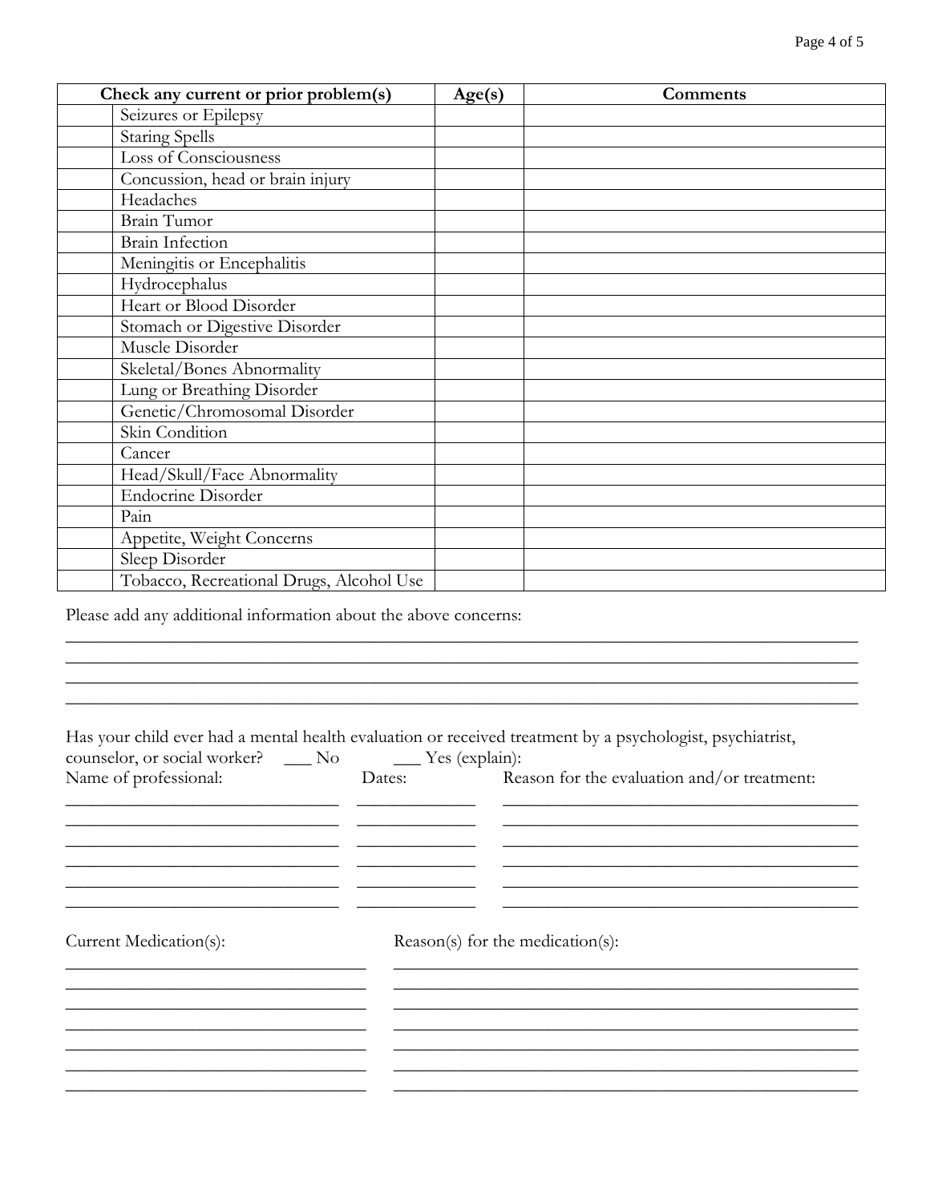| Check any current or prior problem(s) | | Age(s) | Comments |
|---|---|---|---|
| | Seizures or Epilepsy | | |
| | Staring Spells | | |
| | Loss of Consciousness | | |
| | Concussion, head or brain injury | | |
| | Headaches | | |
| | Brain Tumor | | |
| | Brain Infection | | |
| | Meningitis or Encephalitis | | |
| | Hydrocephalus | | |
| | Heart or Blood Disorder | | |
| | Stomach or Digestive Disorder | | |
| | Muscle Disorder | | |
| | Skeletal/Bones Abnormality | | |
| | Lung or Breathing Disorder | | |
| | Genetic/Chromosomal Disorder | | |
| | Skin Condition | | |
| | Cancer | | |
| | Head/Skull/Face Abnormality | | |
| | Endocrine Disorder | | |
| | Pain | | |
| | Appetite, Weight Concerns | | |
| | Sleep Disorder | | |
| | Tobacco, Recreational Drugs, Alcohol Use | | |

Please add any additional information about the above concerns:

______________________________________________________________________________

______________________________________________________________________________

______________________________________________________________________________

______________________________________________________________________________

Has your child ever had a mental health evaluation or received treatment by a psychologist, psychiatrist, counselor, or social worker? ___ No ___ Yes (explain):

| Name of professional: | Dates: | Reason for the evaluation and/or treatment: |
|---|---|---|
| ____________________________ | ____________ | ____________________________________ |
| ____________________________ | ____________ | ____________________________________ |
| ____________________________ | ____________ | ____________________________________ |
| ____________________________ | ____________ | ____________________________________ |
| ____________________________ | ____________ | ____________________________________ |
| ____________________________ | ____________ | ____________________________________ |

| Current Medication(s): | Reason(s) for the medication(s): |
|---|---|
| ______________________________ | ______________________________________________ |
| ______________________________ | ______________________________________________ |
| ______________________________ | ______________________________________________ |
| ______________________________ | ______________________________________________ |
| ______________________________ | ______________________________________________ |
| ______________________________ | ______________________________________________ |
| ______________________________ | ______________________________________________ |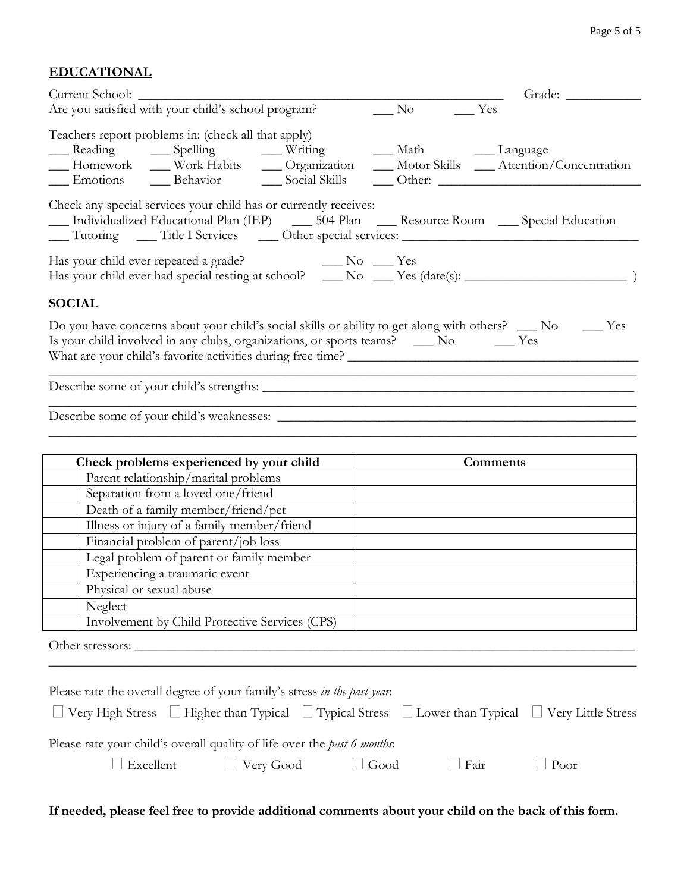## EDUCATIONAL

Current School: ________________________________________ Grade: __________

Are you satisfied with your child's school program? ___ No ___ Yes

Teachers report problems in: (check all that apply)

___ Reading ___ Spelling ___ Writing ___ Math ___ Language
___ Homework ___ Work Habits ___ Organization ___ Motor Skills ___ Attention/Concentration
___ Emotions ___ Behavior ___ Social Skills ___ Other: ____________________

Check any special services your child has or currently receives:

___ Individualized Educational Plan (IEP) ___ 504 Plan ___ Resource Room ___ Special Education
___ Tutoring ___ Title I Services ___ Other special services: ____________________

Has your child ever repeated a grade? ___ No ___ Yes

Has your child ever had special testing at school? ___ No ___ Yes (date(s): ____________________ )

## SOCIAL

Do you have concerns about your child's social skills or ability to get along with others? ___ No ___ Yes

Is your child involved in any clubs, organizations, or sports teams? ___ No ___ Yes

What are your child's favorite activities during free time? ____________________

____________________________________________________________

Describe some of your child's strengths: ____________________

____________________________________________________________

Describe some of your child's weaknesses: ____________________

____________________________________________________________

| | Check problems experienced by your child | Comments |
|---|---|---|
| | Parent relationship/marital problems | |
| | Separation from a loved one/friend | |
| | Death of a family member/friend/pet | |
| | Illness or injury of a family member/friend | |
| | Financial problem of parent/job loss | |
| | Legal problem of parent or family member | |
| | Experiencing a traumatic event | |
| | Physical or sexual abuse | |
| | Neglect | |
| | Involvement by Child Protective Services (CPS) | |

Other stressors: ____________________________________________________________

____________________________________________________________

Please rate the overall degree of your family's stress *in the past year*:

☐ Very High Stress ☐ Higher than Typical ☐ Typical Stress ☐ Lower than Typical ☐ Very Little Stress

Please rate your child's overall quality of life over the *past 6 months*:

☐ Excellent ☐ Very Good ☐ Good ☐ Fair ☐ Poor

**If needed, please feel free to provide additional comments about your child on the back of this form.**